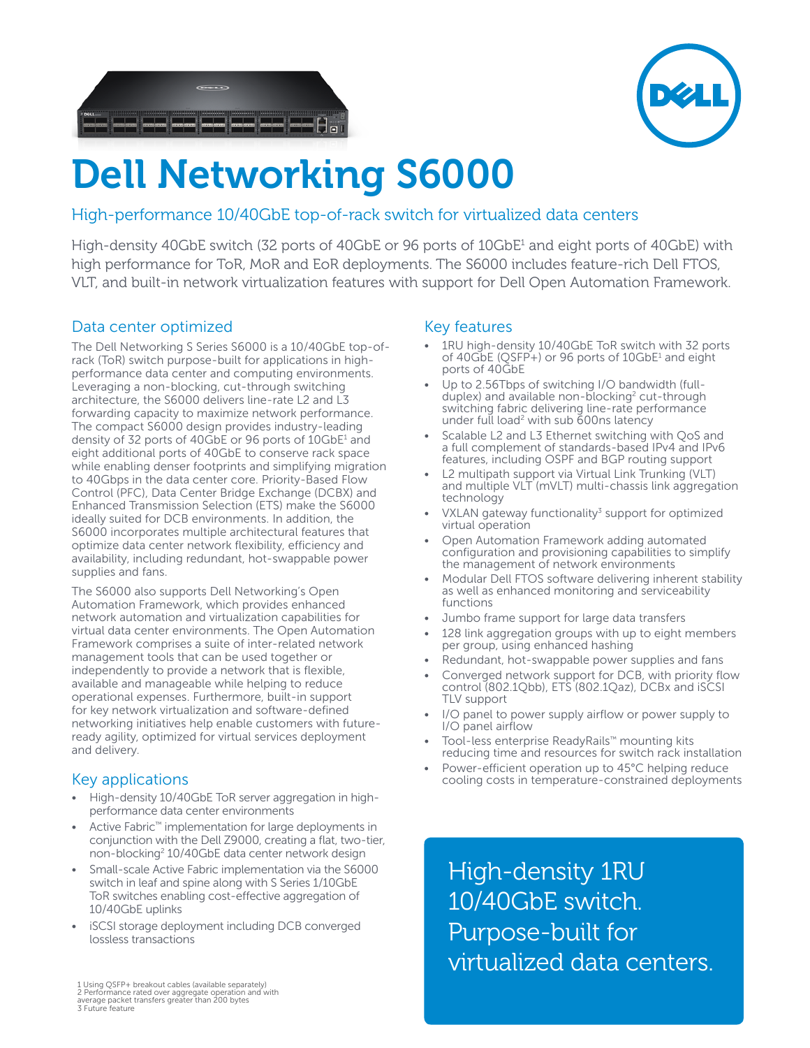# Dell Networking S6000

High-performance 10/40GbE top-of-rack switch for virtualized data centers

High-density 40GbE switch (32 ports of 40GbE or 96 ports of 10GbE[1] and eight ports of 40GbE) with high performance for ToR, MoR and EoR deployments. The S6000 includes feature-rich Dell FTOS, VLT, and built-in network virtualization features with support for Dell Open Automation Framework.

## Data center optimized

The Dell Networking S Series S6000 is a 10/40GbE top-of-rack (ToR) switch purpose-built for applications in high-performance data center and computing environments. Leveraging a non-blocking, cut-through switching architecture, the S6000 delivers line-rate L2 and L3 forwarding capacity to maximize network performance. The compact S6000 design provides industry-leading density of 32 ports of 40GbE or 96 ports of 10GbE[1] and eight additional ports of 40GbE to conserve rack space while enabling denser footprints and simplifying migration to 40Gbps in the data center core. Priority-Based Flow Control (PFC), Data Center Bridge Exchange (DCBX) and Enhanced Transmission Selection (ETS) make the S6000 ideally suited for DCB environments. In addition, the S6000 incorporates multiple architectural features that optimize data center network flexibility, efficiency and availability, including redundant, hot-swappable power supplies and fans.

The S6000 also supports Dell Networking's Open Automation Framework, which provides enhanced network automation and virtualization capabilities for virtual data center environments. The Open Automation Framework comprises a suite of inter-related network management tools that can be used together or independently to provide a network that is flexible, available and manageable while helping to reduce operational expenses. Furthermore, built-in support for key network virtualization and software-defined networking initiatives help enable customers with future-ready agility, optimized for virtual services deployment and delivery.

## Key applications

- High-density 10/40GbE ToR server aggregation in high-performance data center environments
- Active Fabric™ implementation for large deployments in conjunction with the Dell Z9000, creating a flat, two-tier, non-blocking[2] 10/40GbE data center network design
- Small-scale Active Fabric implementation via the S6000 switch in leaf and spine along with S Series 1/10GbE ToR switches enabling cost-effective aggregation of 10/40GbE uplinks
- iSCSI storage deployment including DCB converged lossless transactions

## Key features

- 1RU high-density 10/40GbE ToR switch with 32 ports of 40GbE (QSFP+) or 96 ports of 10GbE[1] and eight ports of 40GbE
- Up to 2.56Tbps of switching I/O bandwidth (full-duplex) and available non-blocking[2] cut-through switching fabric delivering line-rate performance under full load[2] with sub 600ns latency
- Scalable L2 and L3 Ethernet switching with QoS and a full complement of standards-based IPv4 and IPv6 features, including OSPF and BGP routing support
- L2 multipath support via Virtual Link Trunking (VLT) and multiple VLT (mVLT) multi-chassis link aggregation technology
- VXLAN gateway functionality[3] support for optimized virtual operation
- Open Automation Framework adding automated configuration and provisioning capabilities to simplify the management of network environments
- Modular Dell FTOS software delivering inherent stability as well as enhanced monitoring and serviceability functions
- Jumbo frame support for large data transfers
- 128 link aggregation groups with up to eight members per group, using enhanced hashing
- Redundant, hot-swappable power supplies and fans
- Converged network support for DCB, with priority flow control (802.1Qbb), ETS (802.1Qaz), DCBx and iSCSI TLV support
- I/O panel to power supply airflow or power supply to I/O panel airflow
- Tool-less enterprise ReadyRails™ mounting kits reducing time and resources for switch rack installation
- Power-efficient operation up to 45°C helping reduce cooling costs in temperature-constrained deployments

High-density 1RU 10/40GbE switch. Purpose-built for virtualized data centers.

1 Using QSFP+ breakout cables (available separately)
2 Performance rated over aggregate operation and with average packet transfers greater than 200 bytes
3 Future feature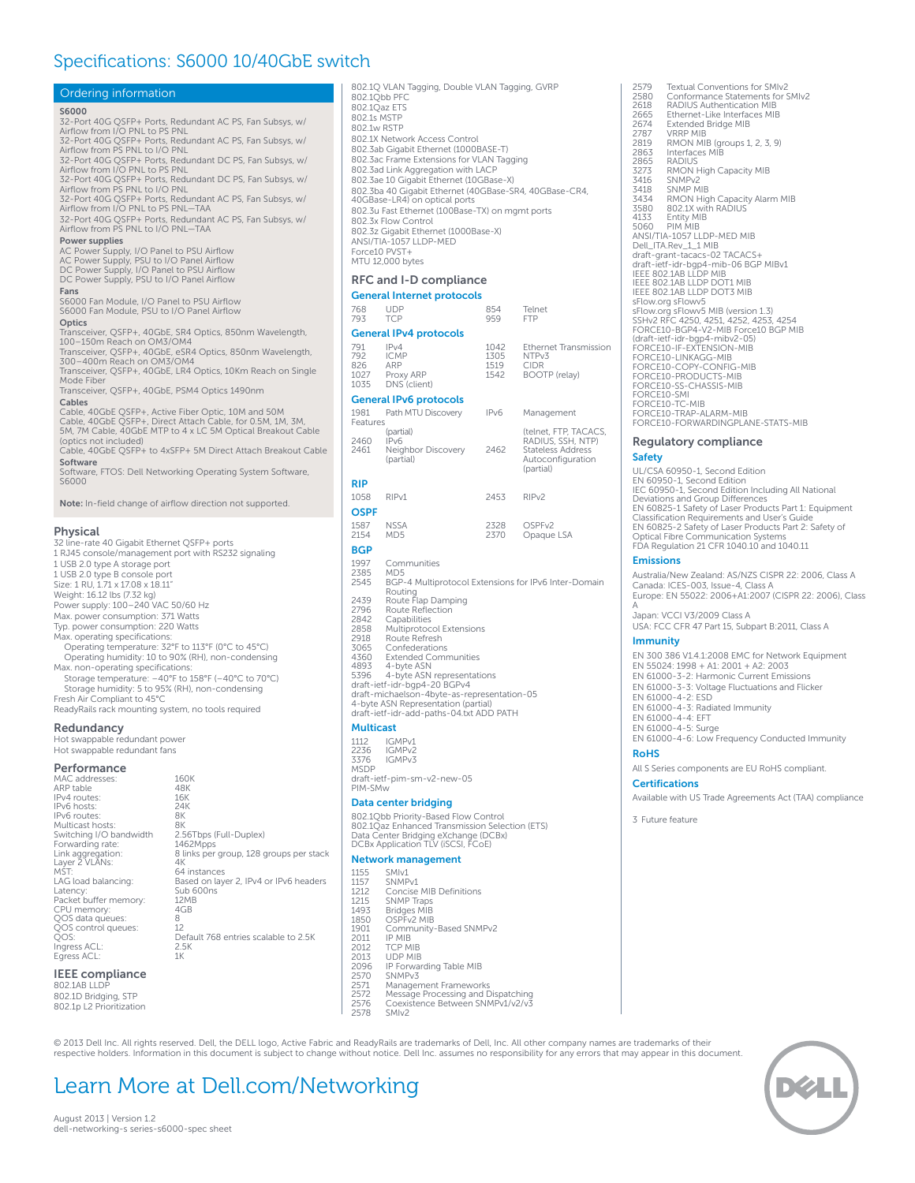# Specifications: S6000 10/40GbE switch

## Ordering information

**S6000**

32-Port 40G QSFP+ Ports, Redundant AC PS, Fan Subsys, w/ Airflow from I/O PNL to PS PNL
32-Port 40G QSFP+ Ports, Redundant AC PS, Fan Subsys, w/ Airflow from PS PNL to I/O PNL
32-Port 40G QSFP+ Ports, Redundant DC PS, Fan Subsys, w/ Airflow from I/O PNL to PS PNL
32-Port 40G QSFP+ Ports, Redundant DC PS, Fan Subsys, w/ Airflow from PS PNL to I/O PNL
32-Port 40G QSFP+ Ports, Redundant AC PS, Fan Subsys, w/ Airflow from I/O PNL to PS PNL—TAA
32-Port 40G QSFP+ Ports, Redundant AC PS, Fan Subsys, w/ Airflow from PS PNL to I/O PNL—TAA

**Power supplies**

AC Power Supply, I/O Panel to PSU Airflow
AC Power Supply, PSU to I/O Panel Airflow
DC Power Supply, I/O Panel to PSU Airflow
DC Power Supply, PSU to I/O Panel Airflow

**Fans**

S6000 Fan Module, I/O Panel to PSU Airflow
S6000 Fan Module, PSU to I/O Panel Airflow

**Optics**

Transceiver, QSFP+, 40GbE, SR4 Optics, 850nm Wavelength, 100–150m Reach on OM3/OM4
Transceiver, QSFP+, 40GbE, eSR4 Optics, 850nm Wavelength, 300–400m Reach on OM3/OM4
Transceiver, QSFP+, 40GbE, LR4 Optics, 10Km Reach on Single Mode Fiber
Transceiver, QSFP+, 40GbE, PSM4 Optics 1490nm

**Cables**

Cable, 40GbE QSFP+, Active Fiber Optic, 10M and 50M
Cable, 40GbE QSFP+, Direct Attach Cable, for 0.5M, 1M, 3M, 5M, 7M Cable, 40GbE MTP to 4 x LC 5M Optical Breakout Cable (optics not included)
Cable, 40GbE QSFP+ to 4xSFP+ 5M Direct Attach Breakout Cable

**Software**

Software, FTOS: Dell Networking Operating System Software, S6000

**Note:** In-field change of airflow direction not supported.

## Physical

32 line-rate 40 Gigabit Ethernet QSFP+ ports
1 RJ45 console/management port with RS232 signaling
1 USB 2.0 type A storage port
1 USB 2.0 type B console port
Size: 1 RU, 1.71 x 17.08 x 18.11"
Weight: 16.12 lbs (7.32 kg)
Power supply: 100–240 VAC 50/60 Hz
Max. power consumption: 371 Watts
Typ. power consumption: 220 Watts
Max. operating specifications:
  Operating temperature: 32°F to 113°F (0°C to 45°C)
  Operating humidity: 10 to 90% (RH), non-condensing
Max. non-operating specifications:
  Storage temperature: –40°F to 158°F (–40°C to 70°C)
  Storage humidity: 5 to 95% (RH), non-condensing
Fresh Air Compliant to 45°C
ReadyRails rack mounting system, no tools required

## Redundancy

Hot swappable redundant power
Hot swappable redundant fans

## Performance

| | |
|---|---|
| MAC addresses: | 160K |
| ARP table | 48K |
| IPv4 routes: | 16K |
| IPv6 hosts: | 24K |
| IPv6 routes: | 8K |
| Multicast hosts: | 8K |
| Switching I/O bandwidth | 2.56Tbps (Full-Duplex) |
| Forwarding rate: | 1462Mpps |
| Link aggregation: | 8 links per group, 128 groups per stack |
| Layer 2 VLANs: | 4K |
| MST: | 64 instances |
| LAG load balancing: | Based on layer 2, IPv4 or IPv6 headers |
| Latency: | Sub 600ns |
| Packet buffer memory: | 12MB |
| CPU memory: | 4GB |
| QOS data queues: | 8 |
| QOS control queues: | 12 |
| QOS: | Default 768 entries scalable to 2.5K |
| Ingress ACL: | 2.5K |
| Egress ACL: | 1K |

## IEEE compliance

802.1AB LLDP
802.1D Bridging, STP
802.1p L2 Prioritization
802.1Q VLAN Tagging, Double VLAN Tagging, GVRP
802.1Qbb PFC
802.1Qaz ETS
802.1s MSTP
802.1w RSTP
802.1X Network Access Control
802.3ab Gigabit Ethernet (1000BASE-T)
802.3ac Frame Extensions for VLAN Tagging
802.3ad Link Aggregation with LACP
802.3ae 10 Gigabit Ethernet (10GBase-X)
802.3ba 40 Gigabit Ethernet (40GBase-SR4, 40GBase-CR4, 40GBase-LR4) on optical ports
802.3u Fast Ethernet (100Base-TX) on mgmt ports
802.3x Flow Control
802.3z Gigabit Ethernet (1000Base-X)
ANSI/TIA-1057 LLDP-MED
Force10 PVST+
MTU 12,000 bytes

## RFC and I-D compliance

### General Internet protocols

| | | | |
|---|---|---|---|
| 768 | UDP | 854 | Telnet |
| 793 | TCP | 959 | FTP |

### General IPv4 protocols

| | | | |
|---|---|---|---|
| 791 | IPv4 | 1042 | Ethernet Transmission |
| 792 | ICMP | 1305 | NTPv3 |
| 826 | ARP | 1519 | CIDR |
| 1027 | Proxy ARP | 1542 | BOOTP (relay) |
| 1035 | DNS (client) | | |

### General IPv6 protocols

| | | | |
|---|---|---|---|
| 1981 | Path MTU Discovery Features (partial) | IPv6 | Management (telnet, FTP, TACACS, RADIUS, SSH, NTP) |
| 2460 | IPv6 | | |
| 2461 | Neighbor Discovery (partial) | 2462 | Stateless Address Autoconfiguration (partial) |

### RIP

| | | | |
|---|---|---|---|
| 1058 | RIPv1 | 2453 | RIPv2 |

### OSPF

| | | | |
|---|---|---|---|
| 1587 | NSSA | 2328 | OSPFv2 |
| 2154 | MD5 | 2370 | Opaque LSA |

### BGP

1997 Communities
2385 MD5
2545 BGP-4 Multiprotocol Extensions for IPv6 Inter-Domain Routing
2439 Route Flap Damping
2796 Route Reflection
2842 Capabilities
2858 Multiprotocol Extensions
2918 Route Refresh
3065 Confederations
4360 Extended Communities
4893 4-byte ASN
5396 4-byte ASN representations
draft-ietf-idr-bgp4-20 BGPv4
draft-michaelson-4byte-as-representation-05
4-byte ASN Representation (partial)
draft-ietf-idr-add-paths-04.txt ADD PATH

### Multicast

1112 IGMPv1
2236 IGMPv2
3376 IGMPv3
MSDP
draft-ietf-pim-sm-v2-new-05
PIM-SMw

### Data center bridging

802.1Qbb Priority-Based Flow Control
802.1Qaz Enhanced Transmission Selection (ETS)
Data Center Bridging eXchange (DCBx)
DCBx Application TLV (iSCSI, FCoE)

### Network management

1155 SMIv1
1157 SNMPv1
1212 Concise MIB Definitions
1215 SNMP Traps
1493 Bridges MIB
1850 OSPFv2 MIB
1901 Community-Based SNMPv2
2011 IP MIB
2012 TCP MIB
2013 UDP MIB
2096 IP Forwarding Table MIB
2570 SNMPv3
2571 Management Frameworks
2572 Message Processing and Dispatching
2576 Coexistence Between SNMPv1/v2/v3
2578 SMIv2
2579 Textual Conventions for SMIv2
2580 Conformance Statements for SMIv2
2618 RADIUS Authentication MIB
2665 Ethernet-Like Interfaces MIB
2674 Extended Bridge MIB
2787 VRRP MIB
2819 RMON MIB (groups 1, 2, 3, 9)
2863 Interfaces MIB
2865 RADIUS
3273 RMON High Capacity MIB
3416 SNMPv2
3418 SNMP MIB
3434 RMON High Capacity Alarm MIB
3580 802.1X with RADIUS
4133 Entity MIB
5060 PIM MIB
ANSI/TIA-1057 LLDP-MED MIB
Dell_ITA.Rev_1_1 MIB
draft-grant-tacacs-02 TACACS+
draft-ietf-idr-bgp4-mib-06 BGP MIBv1
IEEE 802.1AB LLDP MIB
IEEE 802.1AB LLDP DOT1 MIB
IEEE 802.1AB LLDP DOT3 MIB
sFlow.org sFlowv5
sFlow.org sFlowv5 MIB (version 1.3)
SSHv2 RFC 4250, 4251, 4252, 4253, 4254
FORCE10-BGP4-V2-MIB Force10 BGP MIB (draft-ietf-idr-bgp4-mibv2-05)
FORCE10-IF-EXTENSION-MIB
FORCE10-LINKAGG-MIB
FORCE10-COPY-CONFIG-MIB
FORCE10-PRODUCTS-MIB
FORCE10-SS-CHASSIS-MIB
FORCE10-SMI
FORCE10-TC-MIB
FORCE10-TRAP-ALARM-MIB
FORCE10-FORWARDINGPLANE-STATS-MIB

## Regulatory compliance

### Safety

UL/CSA 60950-1, Second Edition
EN 60950-1, Second Edition
IEC 60950-1, Second Edition Including All National Deviations and Group Differences
EN 60825-1 Safety of Laser Products Part 1: Equipment Classification Requirements and User's Guide
EN 60825-2 Safety of Laser Products Part 2: Safety of Optical Fibre Communication Systems
FDA Regulation 21 CFR 1040.10 and 1040.11

### Emissions

Australia/New Zealand: AS/NZS CISPR 22: 2006, Class A
Canada: ICES-003, Issue-4, Class A
Europe: EN 55022: 2006+A1:2007 (CISPR 22: 2006), Class A
Japan: VCCI V3/2009 Class A
USA: FCC CFR 47 Part 15, Subpart B:2011, Class A

### Immunity

EN 300 386 V1.4.1:2008 EMC for Network Equipment
EN 55024: 1998 + A1: 2001 + A2: 2003
EN 61000-3-2: Harmonic Current Emissions
EN 61000-3-3: Voltage Fluctuations and Flicker
EN 61000-4-2: ESD
EN 61000-4-3: Radiated Immunity
EN 61000-4-4: EFT
EN 61000-4-5: Surge
EN 61000-4-6: Low Frequency Conducted Immunity

### RoHS

All S Series components are EU RoHS compliant.

### Certifications

Available with US Trade Agreements Act (TAA) compliance

3 Future feature

© 2013 Dell Inc. All rights reserved. Dell, the DELL logo, Active Fabric and ReadyRails are trademarks of Dell, Inc. All other company names are trademarks of their respective holders. Information in this document is subject to change without notice. Dell Inc. assumes no responsibility for any errors that may appear in this document.

# Learn More at Dell.com/Networking

August 2013 | Version 1.2
dell-networking-s series-s6000-spec sheet